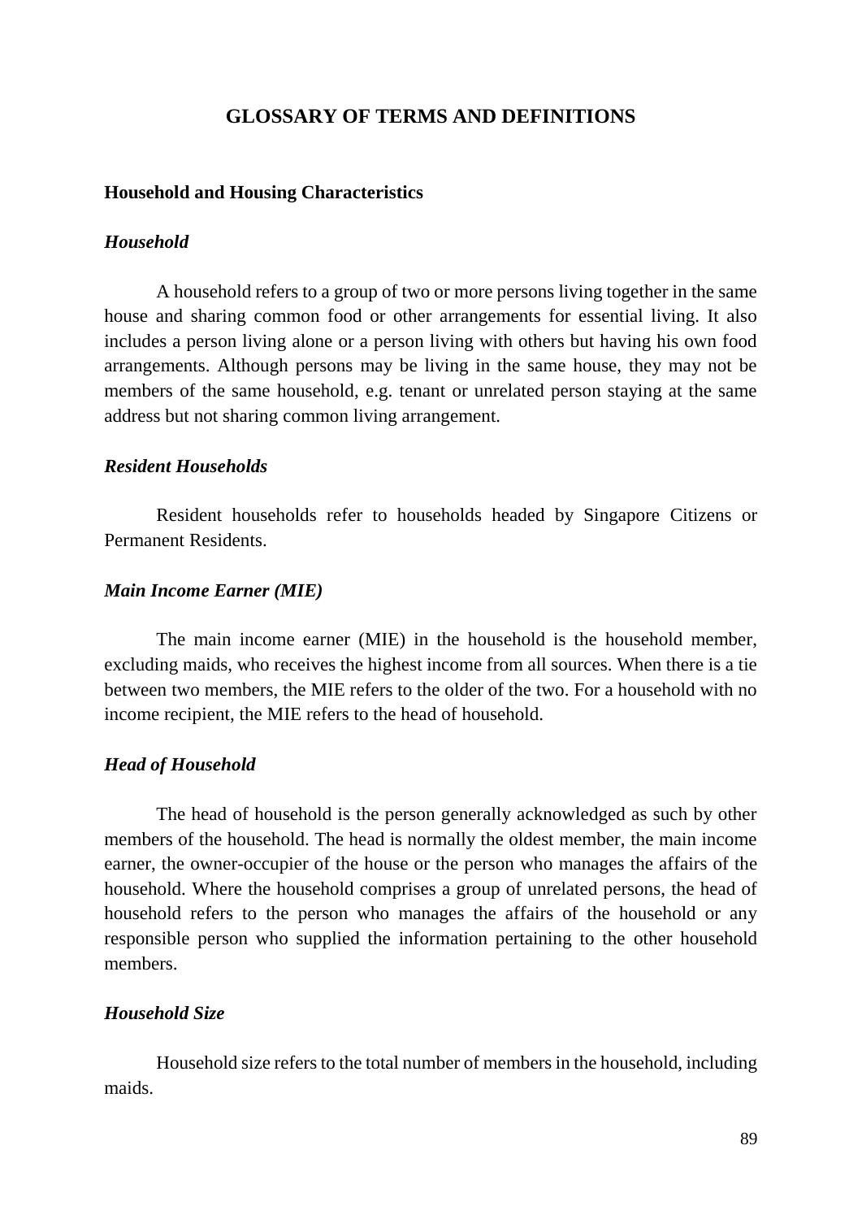# GLOSSARY OF TERMS AND DEFINITIONS

## Household and Housing Characteristics

### *Household*

A household refers to a group of two or more persons living together in the same house and sharing common food or other arrangements for essential living. It also includes a person living alone or a person living with others but having his own food arrangements. Although persons may be living in the same house, they may not be members of the same household, e.g. tenant or unrelated person staying at the same address but not sharing common living arrangement.

### *Resident Households*

Resident households refer to households headed by Singapore Citizens or Permanent Residents.

### *Main Income Earner (MIE)*

The main income earner (MIE) in the household is the household member, excluding maids, who receives the highest income from all sources. When there is a tie between two members, the MIE refers to the older of the two. For a household with no income recipient, the MIE refers to the head of household.

### *Head of Household*

The head of household is the person generally acknowledged as such by other members of the household. The head is normally the oldest member, the main income earner, the owner-occupier of the house or the person who manages the affairs of the household. Where the household comprises a group of unrelated persons, the head of household refers to the person who manages the affairs of the household or any responsible person who supplied the information pertaining to the other household members.

### *Household Size*

Household size refers to the total number of members in the household, including maids.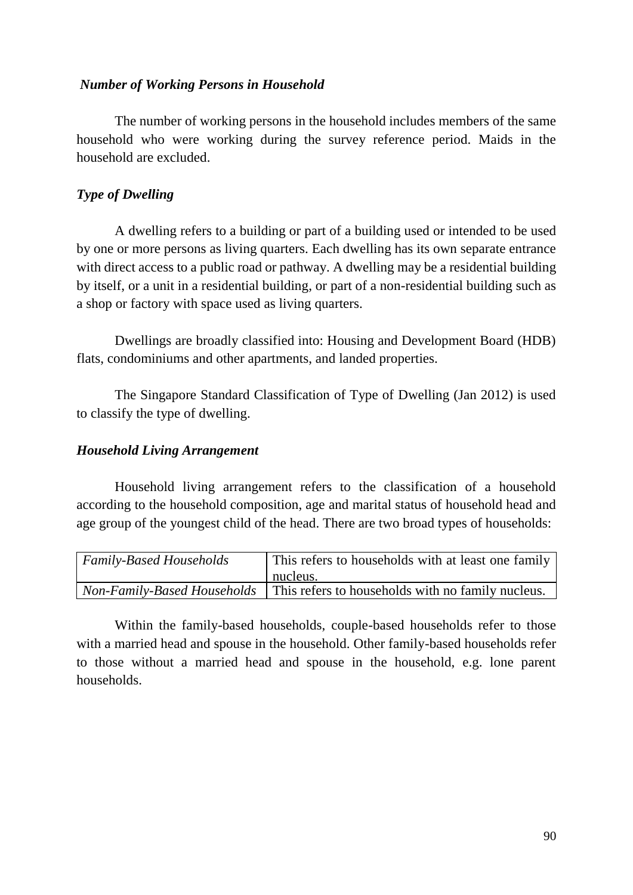### *Number of Working Persons in Household*

The number of working persons in the household includes members of the same household who were working during the survey reference period. Maids in the household are excluded.

### *Type of Dwelling*

A dwelling refers to a building or part of a building used or intended to be used by one or more persons as living quarters. Each dwelling has its own separate entrance with direct access to a public road or pathway. A dwelling may be a residential building by itself, or a unit in a residential building, or part of a non-residential building such as a shop or factory with space used as living quarters.

Dwellings are broadly classified into: Housing and Development Board (HDB) flats, condominiums and other apartments, and landed properties.

The Singapore Standard Classification of Type of Dwelling (Jan 2012) is used to classify the type of dwelling.

### *Household Living Arrangement*

Household living arrangement refers to the classification of a household according to the household composition, age and marital status of household head and age group of the youngest child of the head. There are two broad types of households:

| | |
|---|---|
| *Family-Based Households* | This refers to households with at least one family nucleus. |
| *Non-Family-Based Households* | This refers to households with no family nucleus. |

Within the family-based households, couple-based households refer to those with a married head and spouse in the household. Other family-based households refer to those without a married head and spouse in the household, e.g. lone parent households.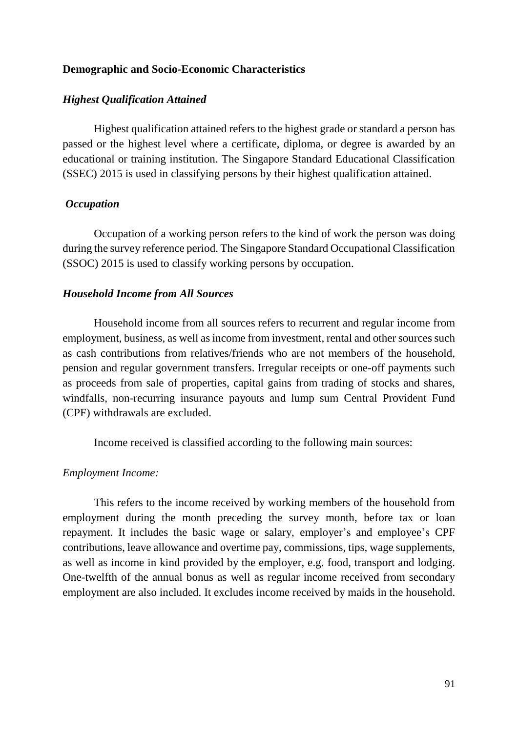**Demographic and Socio-Economic Characteristics**

***Highest Qualification Attained***

Highest qualification attained refers to the highest grade or standard a person has passed or the highest level where a certificate, diploma, or degree is awarded by an educational or training institution. The Singapore Standard Educational Classification (SSEC) 2015 is used in classifying persons by their highest qualification attained.

***Occupation***

Occupation of a working person refers to the kind of work the person was doing during the survey reference period. The Singapore Standard Occupational Classification (SSOC) 2015 is used to classify working persons by occupation.

***Household Income from All Sources***

Household income from all sources refers to recurrent and regular income from employment, business, as well as income from investment, rental and other sources such as cash contributions from relatives/friends who are not members of the household, pension and regular government transfers. Irregular receipts or one-off payments such as proceeds from sale of properties, capital gains from trading of stocks and shares, windfalls, non-recurring insurance payouts and lump sum Central Provident Fund (CPF) withdrawals are excluded.

Income received is classified according to the following main sources:

*Employment Income:*

This refers to the income received by working members of the household from employment during the month preceding the survey month, before tax or loan repayment. It includes the basic wage or salary, employer's and employee's CPF contributions, leave allowance and overtime pay, commissions, tips, wage supplements, as well as income in kind provided by the employer, e.g. food, transport and lodging. One-twelfth of the annual bonus as well as regular income received from secondary employment are also included. It excludes income received by maids in the household.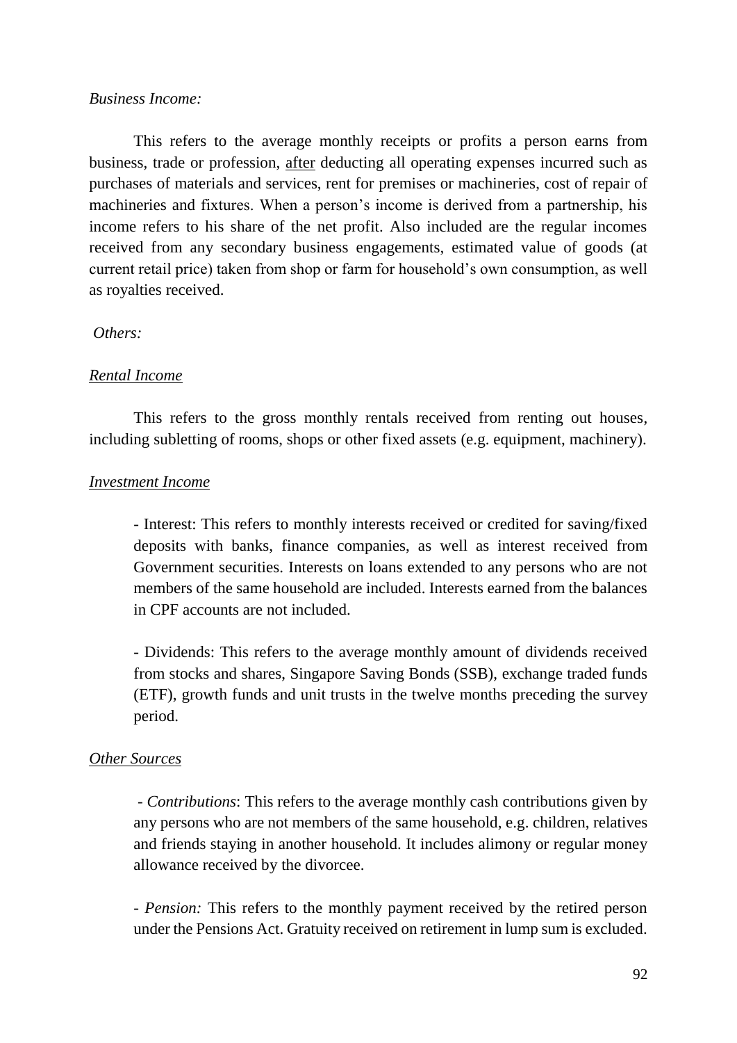*Business Income:*

This refers to the average monthly receipts or profits a person earns from business, trade or profession, <u>after</u> deducting all operating expenses incurred such as purchases of materials and services, rent for premises or machineries, cost of repair of machineries and fixtures. When a person's income is derived from a partnership, his income refers to his share of the net profit. Also included are the regular incomes received from any secondary business engagements, estimated value of goods (at current retail price) taken from shop or farm for household's own consumption, as well as royalties received.

*Others:*

*<u>Rental Income</u>*

This refers to the gross monthly rentals received from renting out houses, including subletting of rooms, shops or other fixed assets (e.g. equipment, machinery).

*<u>Investment Income</u>*

- Interest: This refers to monthly interests received or credited for saving/fixed deposits with banks, finance companies, as well as interest received from Government securities. Interests on loans extended to any persons who are not members of the same household are included. Interests earned from the balances in CPF accounts are not included.

- Dividends: This refers to the average monthly amount of dividends received from stocks and shares, Singapore Saving Bonds (SSB), exchange traded funds (ETF), growth funds and unit trusts in the twelve months preceding the survey period.

*<u>Other Sources</u>*

- *Contributions*: This refers to the average monthly cash contributions given by any persons who are not members of the same household, e.g. children, relatives and friends staying in another household. It includes alimony or regular money allowance received by the divorcee.

- *Pension:* This refers to the monthly payment received by the retired person under the Pensions Act. Gratuity received on retirement in lump sum is excluded.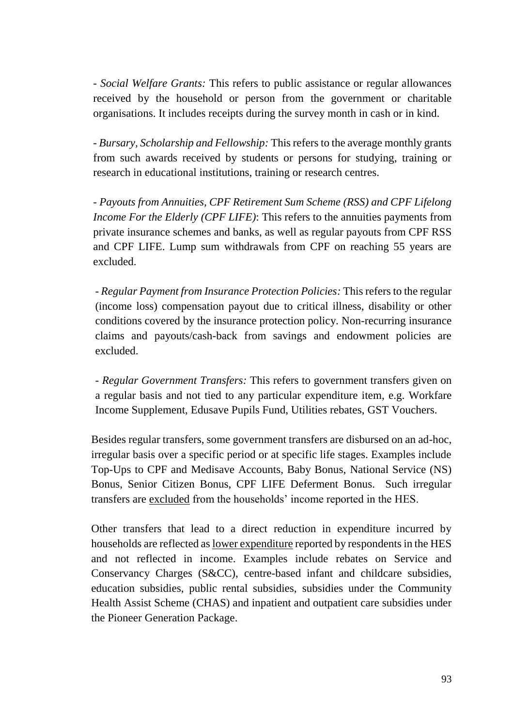- *Social Welfare Grants:* This refers to public assistance or regular allowances received by the household or person from the government or charitable organisations. It includes receipts during the survey month in cash or in kind.

- *Bursary, Scholarship and Fellowship:* This refers to the average monthly grants from such awards received by students or persons for studying, training or research in educational institutions, training or research centres.

- *Payouts from Annuities, CPF Retirement Sum Scheme (RSS) and CPF Lifelong Income For the Elderly (CPF LIFE)*: This refers to the annuities payments from private insurance schemes and banks, as well as regular payouts from CPF RSS and CPF LIFE. Lump sum withdrawals from CPF on reaching 55 years are excluded.

- *Regular Payment from Insurance Protection Policies:* This refers to the regular (income loss) compensation payout due to critical illness, disability or other conditions covered by the insurance protection policy. Non-recurring insurance claims and payouts/cash-back from savings and endowment policies are excluded.

- *Regular Government Transfers:* This refers to government transfers given on a regular basis and not tied to any particular expenditure item, e.g. Workfare Income Supplement, Edusave Pupils Fund, Utilities rebates, GST Vouchers.

Besides regular transfers, some government transfers are disbursed on an ad-hoc, irregular basis over a specific period or at specific life stages. Examples include Top-Ups to CPF and Medisave Accounts, Baby Bonus, National Service (NS) Bonus, Senior Citizen Bonus, CPF LIFE Deferment Bonus. Such irregular transfers are <u>excluded</u> from the households' income reported in the HES.

Other transfers that lead to a direct reduction in expenditure incurred by households are reflected as <u>lower expenditure</u> reported by respondents in the HES and not reflected in income. Examples include rebates on Service and Conservancy Charges (S&CC), centre-based infant and childcare subsidies, education subsidies, public rental subsidies, subsidies under the Community Health Assist Scheme (CHAS) and inpatient and outpatient care subsidies under the Pioneer Generation Package.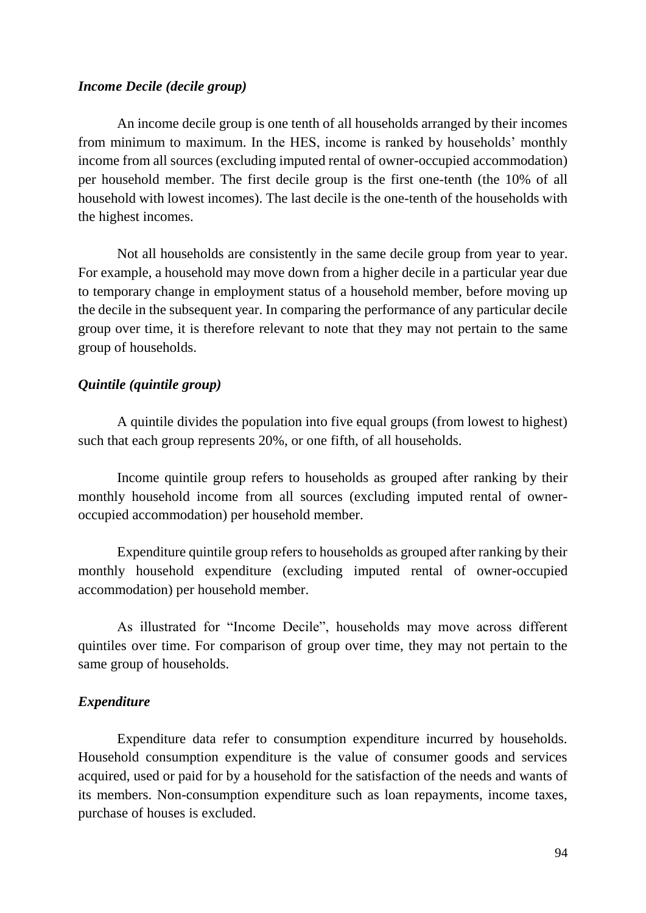***Income Decile (decile group)***

An income decile group is one tenth of all households arranged by their incomes from minimum to maximum. In the HES, income is ranked by households' monthly income from all sources (excluding imputed rental of owner-occupied accommodation) per household member. The first decile group is the first one-tenth (the 10% of all household with lowest incomes). The last decile is the one-tenth of the households with the highest incomes.

Not all households are consistently in the same decile group from year to year. For example, a household may move down from a higher decile in a particular year due to temporary change in employment status of a household member, before moving up the decile in the subsequent year. In comparing the performance of any particular decile group over time, it is therefore relevant to note that they may not pertain to the same group of households.

***Quintile (quintile group)***

A quintile divides the population into five equal groups (from lowest to highest) such that each group represents 20%, or one fifth, of all households.

Income quintile group refers to households as grouped after ranking by their monthly household income from all sources (excluding imputed rental of owner-occupied accommodation) per household member.

Expenditure quintile group refers to households as grouped after ranking by their monthly household expenditure (excluding imputed rental of owner-occupied accommodation) per household member.

As illustrated for "Income Decile", households may move across different quintiles over time. For comparison of group over time, they may not pertain to the same group of households.

***Expenditure***

Expenditure data refer to consumption expenditure incurred by households. Household consumption expenditure is the value of consumer goods and services acquired, used or paid for by a household for the satisfaction of the needs and wants of its members. Non-consumption expenditure such as loan repayments, income taxes, purchase of houses is excluded.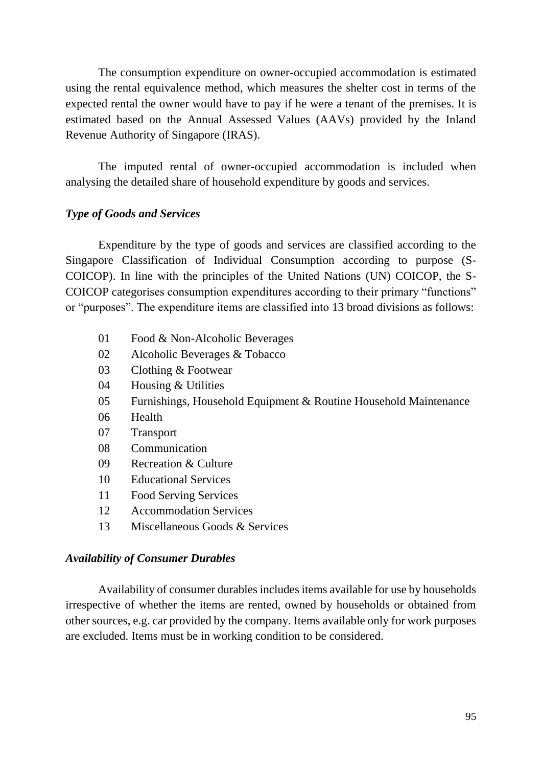The consumption expenditure on owner-occupied accommodation is estimated using the rental equivalence method, which measures the shelter cost in terms of the expected rental the owner would have to pay if he were a tenant of the premises. It is estimated based on the Annual Assessed Values (AAVs) provided by the Inland Revenue Authority of Singapore (IRAS).

The imputed rental of owner-occupied accommodation is included when analysing the detailed share of household expenditure by goods and services.

### *Type of Goods and Services*

Expenditure by the type of goods and services are classified according to the Singapore Classification of Individual Consumption according to purpose (S-COICOP). In line with the principles of the United Nations (UN) COICOP, the S-COICOP categorises consumption expenditures according to their primary "functions" or "purposes". The expenditure items are classified into 13 broad divisions as follows:

- 01 Food & Non-Alcoholic Beverages
- 02 Alcoholic Beverages & Tobacco
- 03 Clothing & Footwear
- 04 Housing & Utilities
- 05 Furnishings, Household Equipment & Routine Household Maintenance
- 06 Health
- 07 Transport
- 08 Communication
- 09 Recreation & Culture
- 10 Educational Services
- 11 Food Serving Services
- 12 Accommodation Services
- 13 Miscellaneous Goods & Services

### *Availability of Consumer Durables*

Availability of consumer durables includes items available for use by households irrespective of whether the items are rented, owned by households or obtained from other sources, e.g. car provided by the company. Items available only for work purposes are excluded. Items must be in working condition to be considered.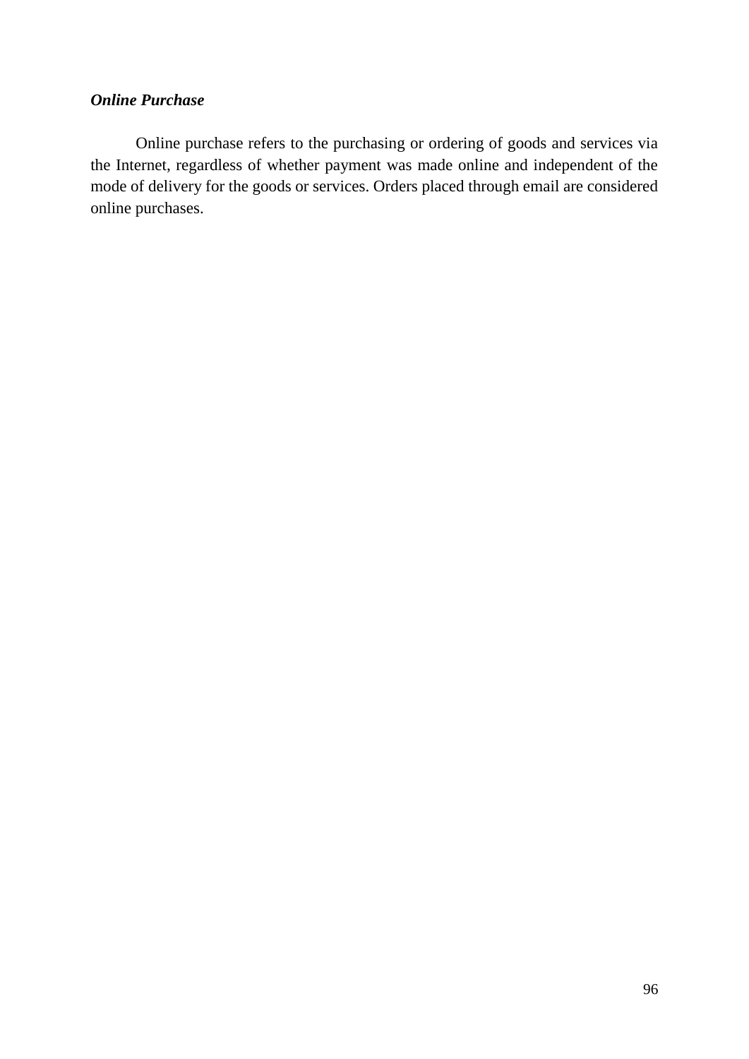***Online Purchase***

Online purchase refers to the purchasing or ordering of goods and services via the Internet, regardless of whether payment was made online and independent of the mode of delivery for the goods or services. Orders placed through email are considered online purchases.